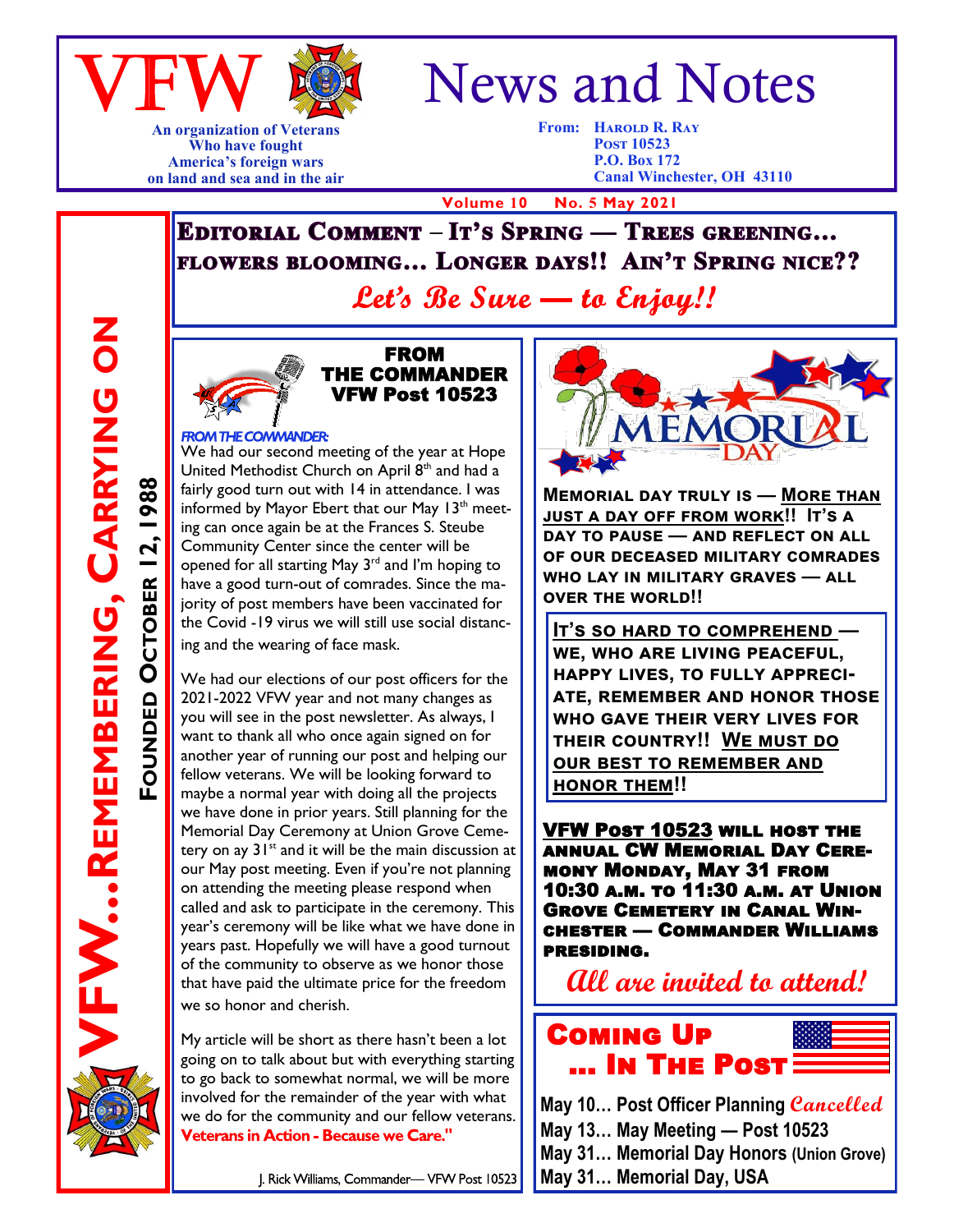# VFW News and Notes

An organization of Veterans Who have fought America's foreign wars on land and sea and in the air

From: Harold R. Ray
Post 10523
P.O. Box 172
Canal Winchester, OH 43110

Volume 10 No. 5 May 2021

VFW…Remembering, Carrying On

Founded October 12, 1988

## Editorial Comment – It's Spring — Trees greening… flowers blooming… Longer days!! Ain't Spring nice??

*Let's Be Sure — to Enjoy!!*

## FROM THE COMMANDER VFW Post 10523

*FROM THE COMMANDER:*

We had our second meeting of the year at Hope United Methodist Church on April 8th and had a fairly good turn out with 14 in attendance. I was informed by Mayor Ebert that our May 13th meeting can once again be at the Frances S. Steube Community Center since the center will be opened for all starting May 3rd and I'm hoping to have a good turn-out of comrades. Since the majority of post members have been vaccinated for the Covid -19 virus we will still use social distancing and the wearing of face mask.

We had our elections of our post officers for the 2021-2022 VFW year and not many changes as you will see in the post newsletter. As always, I want to thank all who once again signed on for another year of running our post and helping our fellow veterans. We will be looking forward to maybe a normal year with doing all the projects we have done in prior years. Still planning for the Memorial Day Ceremony at Union Grove Cemetery on ay 31st and it will be the main discussion at our May post meeting. Even if you're not planning on attending the meeting please respond when called and ask to participate in the ceremony. This year's ceremony will be like what we have done in years past. Hopefully we will have a good turnout of the community to observe as we honor those that have paid the ultimate price for the freedom we so honor and cherish.

My article will be short as there hasn't been a lot going on to talk about but with everything starting to go back to somewhat normal, we will be more involved for the remainder of the year with what we do for the community and our fellow veterans. **Veterans in Action - Because we Care."**

J. Rick Williams, Commander— VFW Post 10523

**Memorial day truly is — More than just a day off from work!! It's a day to pause — and reflect on all of our deceased military comrades who lay in military graves — all over the world!!**

**It's so hard to comprehend — we, who are living peaceful, happy lives, to fully appreciate, remember and honor those who gave their very lives for their country!! We must do our best to remember and honor them!!**

**VFW Post 10523 will host the annual CW Memorial Day Ceremony Monday, May 31 from 10:30 a.m. to 11:30 a.m. at Union Grove Cemetery in Canal Winchester — Commander Williams presiding.**

*All are invited to attend!*

## Coming Up … In The Post

- May 10… Post Officer Planning *Cancelled*
- May 13… May Meeting — Post 10523
- May 31… Memorial Day Honors (Union Grove)
- May 31… Memorial Day, USA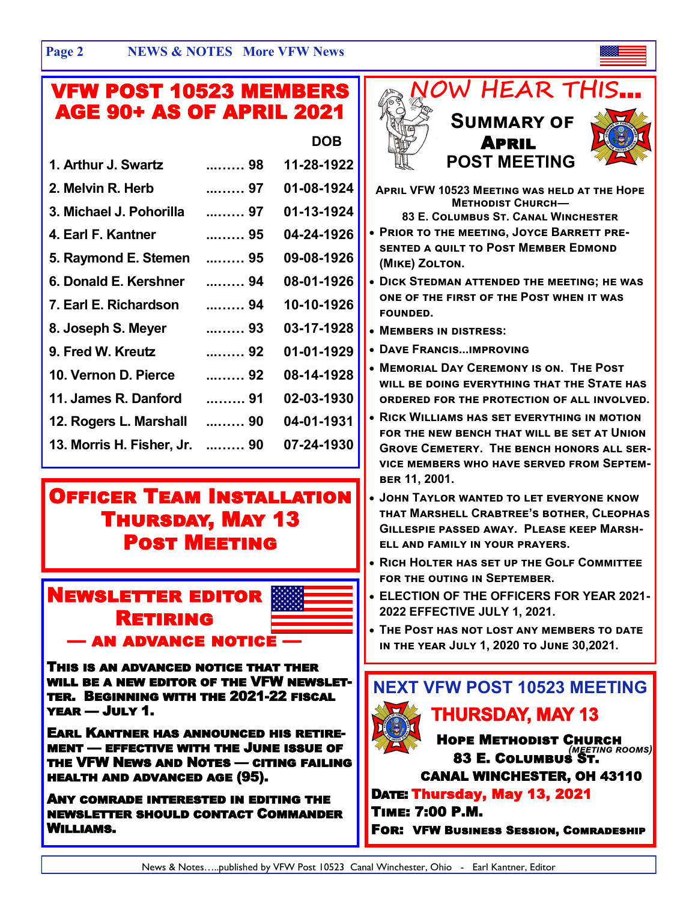## VFW POST 10523 MEMBERS AGE 90+ AS OF APRIL 2021

| | | DOB |
|---|---|---|
| 1. Arthur J. Swartz | ......... 98 | 11-28-1922 |
| 2. Melvin R. Herb | ......... 97 | 01-08-1924 |
| 3. Michael J. Pohorilla | ......... 97 | 01-13-1924 |
| 4. Earl F. Kantner | ......... 95 | 04-24-1926 |
| 5. Raymond E. Stemen | ......... 95 | 09-08-1926 |
| 6. Donald E. Kershner | ......... 94 | 08-01-1926 |
| 7. Earl E. Richardson | ......... 94 | 10-10-1926 |
| 8. Joseph S. Meyer | ......... 93 | 03-17-1928 |
| 9. Fred W. Kreutz | ......... 92 | 01-01-1929 |
| 10. Vernon D. Pierce | ......... 92 | 08-14-1928 |
| 11. James R. Danford | ......... 91 | 02-03-1930 |
| 12. Rogers L. Marshall | ......... 90 | 04-01-1931 |
| 13. Morris H. Fisher, Jr. | ......... 90 | 07-24-1930 |

## Officer Team Installation Thursday, May 13 Post Meeting

## Newsletter Editor Retiring

### — AN ADVANCE NOTICE —

This is an advanced notice that ther will be a new editor of the VFW newsletter. Beginning with the 2021-22 fiscal year — July 1.

Earl Kantner has announced his retirement — effective with the June issue of the VFW News and Notes — citing failing health and advanced age (95).

Any comrade interested in editing the newsletter should contact Commander Williams.

## NOW HEAR THIS...

### Summary of April POST MEETING

April VFW 10523 Meeting was held at the Hope Methodist Church— 83 E. Columbus St. Canal Winchester

- Prior to the meeting, Joyce Barrett presented a quilt to Post Member Edmond (Mike) Zolton.
- Dick Stedman attended the meeting; he was one of the first of the Post when it was founded.
- Members in distress:
- Dave Francis...improving
- Memorial Day Ceremony is on. The Post will be doing everything that the State has ordered for the protection of all involved.
- Rick Williams has set everything in motion for the new bench that will be set at Union Grove Cemetery. The bench honors all service members who have served from September 11, 2001.
- John Taylor wanted to let everyone know that Marshell Crabtree's bother, Cleophas Gillespie passed away. Please keep Marshell and family in your prayers.
- Rich Holter has set up the Golf Committee for the outing in September.
- ELECTION OF THE OFFICERS FOR YEAR 2021-2022 EFFECTIVE JULY 1, 2021.
- The Post has not lost any members to date in the year July 1, 2020 to June 30,2021.

## NEXT VFW POST 10523 MEETING

### THURSDAY, MAY 13

Hope Methodist Church *(meeting rooms)*
83 E. Columbus St.
Canal Winchester, OH 43110

**Date:** Thursday, May 13, 2021
**Time:** 7:00 P.M.
**For:** VFW Business Session, Comradeship